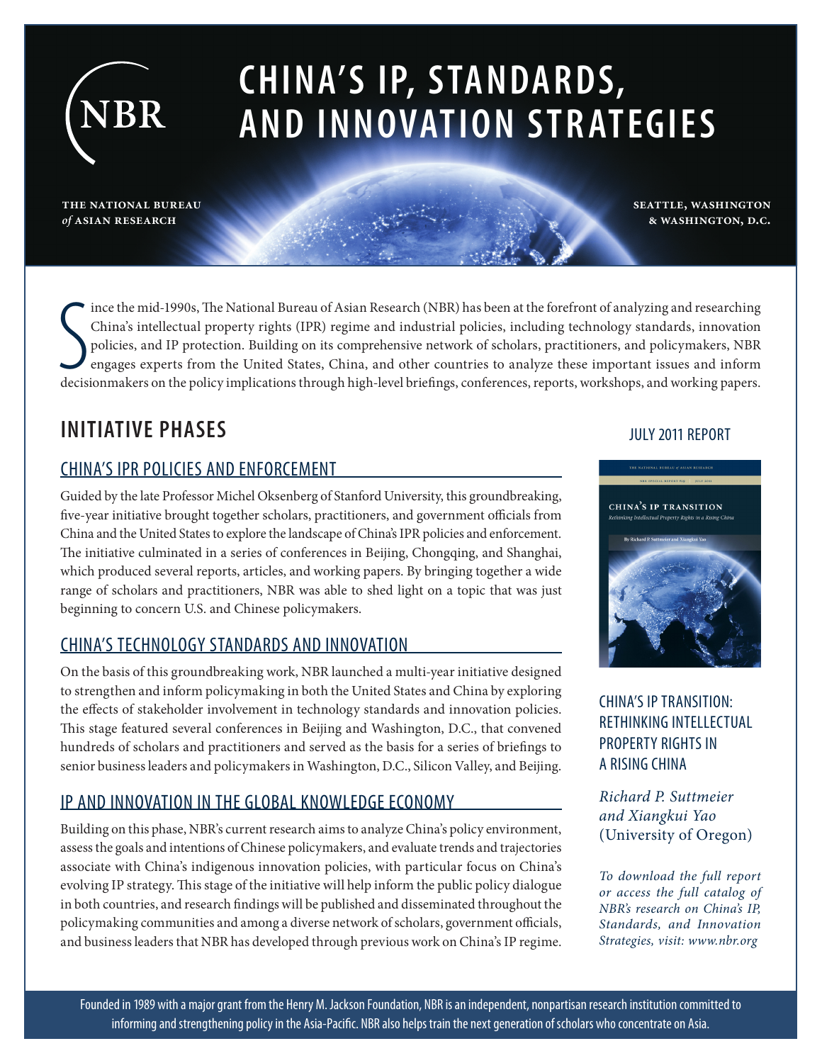# CHINA'S IP, STANDARDS, AND INNOVATION STRATEGIES

NBR

**THE NATIONAL BUREAU *of* ASIAN RESEARCH**

**SEATTLE, WASHINGTON & WASHINGTON, D.C.**

Since the mid-1990s, The National Bureau of Asian Research (NBR) has been at the forefront of analyzing and researching China's intellectual property rights (IPR) regime and industrial policies, including technology standards, innovation policies, and IP protection. Building on its comprehensive network of scholars, practitioners, and policymakers, NBR engages experts from the United States, China, and other countries to analyze these important issues and inform decisionmakers on the policy implications through high-level briefings, conferences, reports, workshops, and working papers.

## INITIATIVE PHASES

### CHINA'S IPR POLICIES AND ENFORCEMENT

Guided by the late Professor Michel Oksenberg of Stanford University, this groundbreaking, five-year initiative brought together scholars, practitioners, and government officials from China and the United States to explore the landscape of China's IPR policies and enforcement. The initiative culminated in a series of conferences in Beijing, Chongqing, and Shanghai, which produced several reports, articles, and working papers. By bringing together a wide range of scholars and practitioners, NBR was able to shed light on a topic that was just beginning to concern U.S. and Chinese policymakers.

### CHINA'S TECHNOLOGY STANDARDS AND INNOVATION

On the basis of this groundbreaking work, NBR launched a multi-year initiative designed to strengthen and inform policymaking in both the United States and China by exploring the effects of stakeholder involvement in technology standards and innovation policies. This stage featured several conferences in Beijing and Washington, D.C., that convened hundreds of scholars and practitioners and served as the basis for a series of briefings to senior business leaders and policymakers in Washington, D.C., Silicon Valley, and Beijing.

### IP AND INNOVATION IN THE GLOBAL KNOWLEDGE ECONOMY

Building on this phase, NBR's current research aims to analyze China's policy environment, assess the goals and intentions of Chinese policymakers, and evaluate trends and trajectories associate with China's indigenous innovation policies, with particular focus on China's evolving IP strategy. This stage of the initiative will help inform the public policy dialogue in both countries, and research findings will be published and disseminated throughout the policymaking communities and among a diverse network of scholars, government officials, and business leaders that NBR has developed through previous work on China's IP regime.

### JULY 2011 REPORT

THE NATIONAL BUREAU *of* ASIAN RESEARCH

NBR SPECIAL REPORT #29 | JULY 2011

CHINA'S IP TRANSITION

*Rethinking Intellectual Property Rights in a Rising China*

By Richard P. Suttmeier and Xiangkui Yao

CHINA'S IP TRANSITION: RETHINKING INTELLECTUAL PROPERTY RIGHTS IN A RISING CHINA

*Richard P. Suttmeier and Xiangkui Yao* (University of Oregon)

*To download the full report or access the full catalog of NBR's research on China's IP, Standards, and Innovation Strategies, visit: www.nbr.org*

Founded in 1989 with a major grant from the Henry M. Jackson Foundation, NBR is an independent, nonpartisan research institution committed to informing and strengthening policy in the Asia-Pacific. NBR also helps train the next generation of scholars who concentrate on Asia.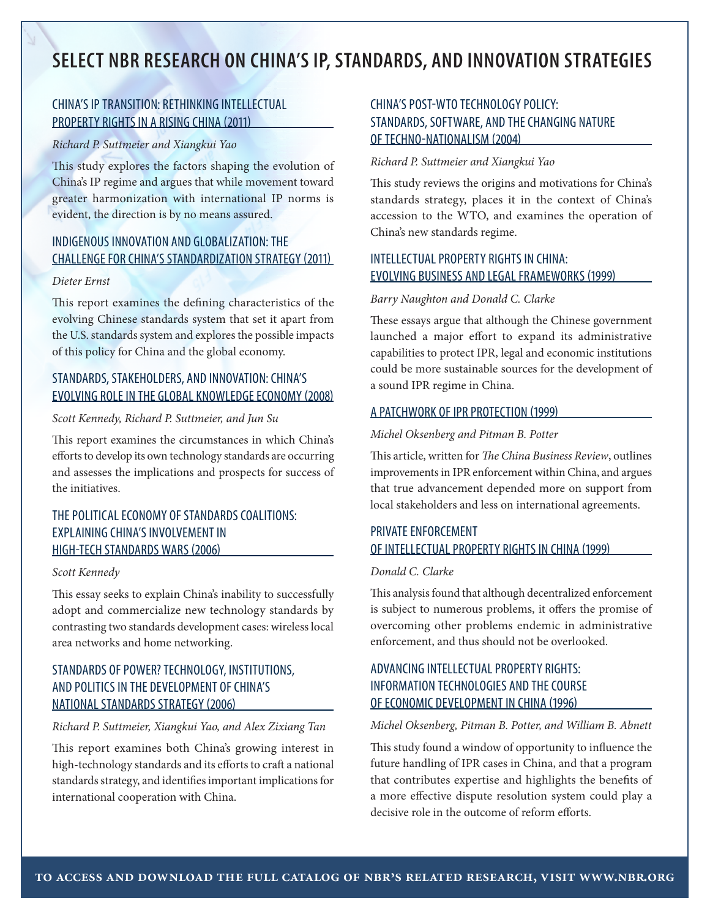# SELECT NBR RESEARCH ON CHINA'S IP, STANDARDS, AND INNOVATION STRATEGIES

## CHINA'S IP TRANSITION: RETHINKING INTELLECTUAL PROPERTY RIGHTS IN A RISING CHINA (2011)

*Richard P. Suttmeier and Xiangkui Yao*

This study explores the factors shaping the evolution of China's IP regime and argues that while movement toward greater harmonization with international IP norms is evident, the direction is by no means assured.

## INDIGENOUS INNOVATION AND GLOBALIZATION: THE CHALLENGE FOR CHINA'S STANDARDIZATION STRATEGY (2011)

*Dieter Ernst*

This report examines the defining characteristics of the evolving Chinese standards system that set it apart from the U.S. standards system and explores the possible impacts of this policy for China and the global economy.

## STANDARDS, STAKEHOLDERS, AND INNOVATION: CHINA'S EVOLVING ROLE IN THE GLOBAL KNOWLEDGE ECONOMY (2008)

*Scott Kennedy, Richard P. Suttmeier, and Jun Su*

This report examines the circumstances in which China's efforts to develop its own technology standards are occurring and assesses the implications and prospects for success of the initiatives.

## THE POLITICAL ECONOMY OF STANDARDS COALITIONS: EXPLAINING CHINA'S INVOLVEMENT IN HIGH-TECH STANDARDS WARS (2006)

*Scott Kennedy*

This essay seeks to explain China's inability to successfully adopt and commercialize new technology standards by contrasting two standards development cases: wireless local area networks and home networking.

## STANDARDS OF POWER? TECHNOLOGY, INSTITUTIONS, AND POLITICS IN THE DEVELOPMENT OF CHINA'S NATIONAL STANDARDS STRATEGY (2006)

*Richard P. Suttmeier, Xiangkui Yao, and Alex Zixiang Tan*

This report examines both China's growing interest in high-technology standards and its efforts to craft a national standards strategy, and identifies important implications for international cooperation with China.

## CHINA'S POST-WTO TECHNOLOGY POLICY: STANDARDS, SOFTWARE, AND THE CHANGING NATURE OF TECHNO-NATIONALISM (2004)

*Richard P. Suttmeier and Xiangkui Yao*

This study reviews the origins and motivations for China's standards strategy, places it in the context of China's accession to the WTO, and examines the operation of China's new standards regime.

## INTELLECTUAL PROPERTY RIGHTS IN CHINA: EVOLVING BUSINESS AND LEGAL FRAMEWORKS (1999)

*Barry Naughton and Donald C. Clarke*

These essays argue that although the Chinese government launched a major effort to expand its administrative capabilities to protect IPR, legal and economic institutions could be more sustainable sources for the development of a sound IPR regime in China.

## A PATCHWORK OF IPR PROTECTION (1999)

*Michel Oksenberg and Pitman B. Potter*

This article, written for *The China Business Review*, outlines improvements in IPR enforcement within China, and argues that true advancement depended more on support from local stakeholders and less on international agreements.

## PRIVATE ENFORCEMENT OF INTELLECTUAL PROPERTY RIGHTS IN CHINA (1999)

*Donald C. Clarke*

This analysis found that although decentralized enforcement is subject to numerous problems, it offers the promise of overcoming other problems endemic in administrative enforcement, and thus should not be overlooked.

## ADVANCING INTELLECTUAL PROPERTY RIGHTS: INFORMATION TECHNOLOGIES AND THE COURSE OF ECONOMIC DEVELOPMENT IN CHINA (1996)

*Michel Oksenberg, Pitman B. Potter, and William B. Abnett*

This study found a window of opportunity to influence the future handling of IPR cases in China, and that a program that contributes expertise and highlights the benefits of a more effective dispute resolution system could play a decisive role in the outcome of reform efforts.

**TO ACCESS AND DOWNLOAD THE FULL CATALOG OF NBR'S RELATED RESEARCH, VISIT WWW.NBR.ORG**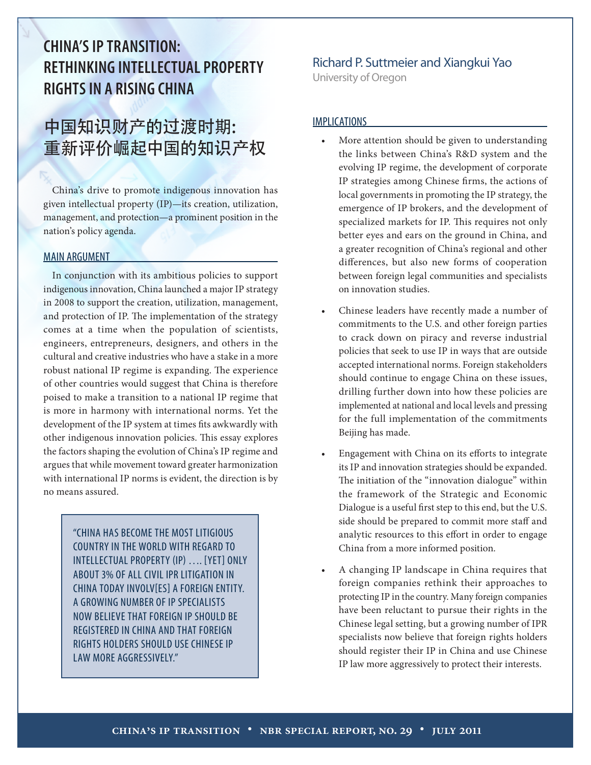# CHINA'S IP TRANSITION: RETHINKING INTELLECTUAL PROPERTY RIGHTS IN A RISING CHINA

# 中国知识财产的过渡时期：重新评价崛起中国的知识产权

Richard P. Suttmeier and Xiangkui Yao
University of Oregon

China's drive to promote indigenous innovation has given intellectual property (IP)—its creation, utilization, management, and protection—a prominent position in the nation's policy agenda.

## MAIN ARGUMENT

In conjunction with its ambitious policies to support indigenous innovation, China launched a major IP strategy in 2008 to support the creation, utilization, management, and protection of IP. The implementation of the strategy comes at a time when the population of scientists, engineers, entrepreneurs, designers, and others in the cultural and creative industries who have a stake in a more robust national IP regime is expanding. The experience of other countries would suggest that China is therefore poised to make a transition to a national IP regime that is more in harmony with international norms. Yet the development of the IP system at times fits awkwardly with other indigenous innovation policies. This essay explores the factors shaping the evolution of China's IP regime and argues that while movement toward greater harmonization with international IP norms is evident, the direction is by no means assured.

> "CHINA HAS BECOME THE MOST LITIGIOUS COUNTRY IN THE WORLD WITH REGARD TO INTELLECTUAL PROPERTY (IP) …. [YET] ONLY ABOUT 3% OF ALL CIVIL IPR LITIGATION IN CHINA TODAY INVOLV[ES] A FOREIGN ENTITY. A GROWING NUMBER OF IP SPECIALISTS NOW BELIEVE THAT FOREIGN IP SHOULD BE REGISTERED IN CHINA AND THAT FOREIGN RIGHTS HOLDERS SHOULD USE CHINESE IP LAW MORE AGGRESSIVELY."

## IMPLICATIONS

- More attention should be given to understanding the links between China's R&D system and the evolving IP regime, the development of corporate IP strategies among Chinese firms, the actions of local governments in promoting the IP strategy, the emergence of IP brokers, and the development of specialized markets for IP. This requires not only better eyes and ears on the ground in China, and a greater recognition of China's regional and other differences, but also new forms of cooperation between foreign legal communities and specialists on innovation studies.
- Chinese leaders have recently made a number of commitments to the U.S. and other foreign parties to crack down on piracy and reverse industrial policies that seek to use IP in ways that are outside accepted international norms. Foreign stakeholders should continue to engage China on these issues, drilling further down into how these policies are implemented at national and local levels and pressing for the full implementation of the commitments Beijing has made.
- Engagement with China on its efforts to integrate its IP and innovation strategies should be expanded. The initiation of the "innovation dialogue" within the framework of the Strategic and Economic Dialogue is a useful first step to this end, but the U.S. side should be prepared to commit more staff and analytic resources to this effort in order to engage China from a more informed position.
- A changing IP landscape in China requires that foreign companies rethink their approaches to protecting IP in the country. Many foreign companies have been reluctant to pursue their rights in the Chinese legal setting, but a growing number of IPR specialists now believe that foreign rights holders should register their IP in China and use Chinese IP law more aggressively to protect their interests.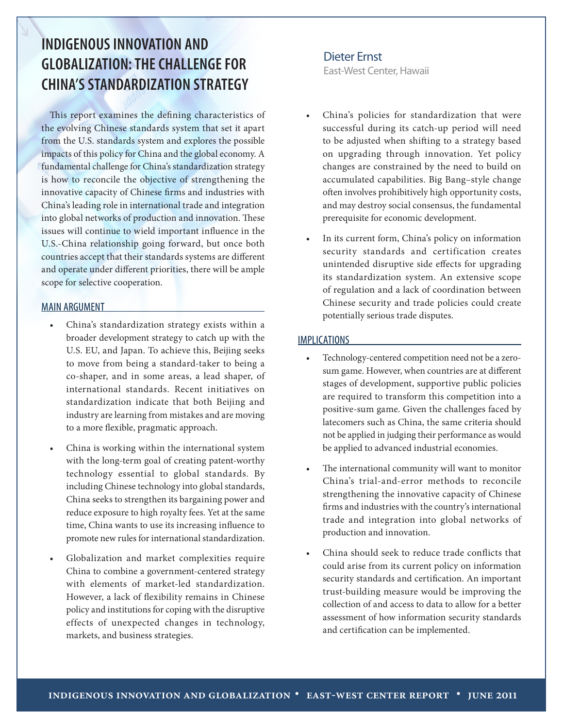# INDIGENOUS INNOVATION AND GLOBALIZATION: THE CHALLENGE FOR CHINA'S STANDARDIZATION STRATEGY

Dieter Ernst
East-West Center, Hawaii

This report examines the defining characteristics of the evolving Chinese standards system that set it apart from the U.S. standards system and explores the possible impacts of this policy for China and the global economy. A fundamental challenge for China's standardization strategy is how to reconcile the objective of strengthening the innovative capacity of Chinese firms and industries with China's leading role in international trade and integration into global networks of production and innovation. These issues will continue to wield important influence in the U.S.-China relationship going forward, but once both countries accept that their standards systems are different and operate under different priorities, there will be ample scope for selective cooperation.

## MAIN ARGUMENT

- China's standardization strategy exists within a broader development strategy to catch up with the U.S. EU, and Japan. To achieve this, Beijing seeks to move from being a standard-taker to being a co-shaper, and in some areas, a lead shaper, of international standards. Recent initiatives on standardization indicate that both Beijing and industry are learning from mistakes and are moving to a more flexible, pragmatic approach.
- China is working within the international system with the long-term goal of creating patent-worthy technology essential to global standards. By including Chinese technology into global standards, China seeks to strengthen its bargaining power and reduce exposure to high royalty fees. Yet at the same time, China wants to use its increasing influence to promote new rules for international standardization.
- Globalization and market complexities require China to combine a government-centered strategy with elements of market-led standardization. However, a lack of flexibility remains in Chinese policy and institutions for coping with the disruptive effects of unexpected changes in technology, markets, and business strategies.
- China's policies for standardization that were successful during its catch-up period will need to be adjusted when shifting to a strategy based on upgrading through innovation. Yet policy changes are constrained by the need to build on accumulated capabilities. Big Bang–style change often involves prohibitively high opportunity costs, and may destroy social consensus, the fundamental prerequisite for economic development.
- In its current form, China's policy on information security standards and certification creates unintended disruptive side effects for upgrading its standardization system. An extensive scope of regulation and a lack of coordination between Chinese security and trade policies could create potentially serious trade disputes.

## IMPLICATIONS

- Technology-centered competition need not be a zero-sum game. However, when countries are at different stages of development, supportive public policies are required to transform this competition into a positive-sum game. Given the challenges faced by latecomers such as China, the same criteria should not be applied in judging their performance as would be applied to advanced industrial economies.
- The international community will want to monitor China's trial-and-error methods to reconcile strengthening the innovative capacity of Chinese firms and industries with the country's international trade and integration into global networks of production and innovation.
- China should seek to reduce trade conflicts that could arise from its current policy on information security standards and certification. An important trust-building measure would be improving the collection of and access to data to allow for a better assessment of how information security standards and certification can be implemented.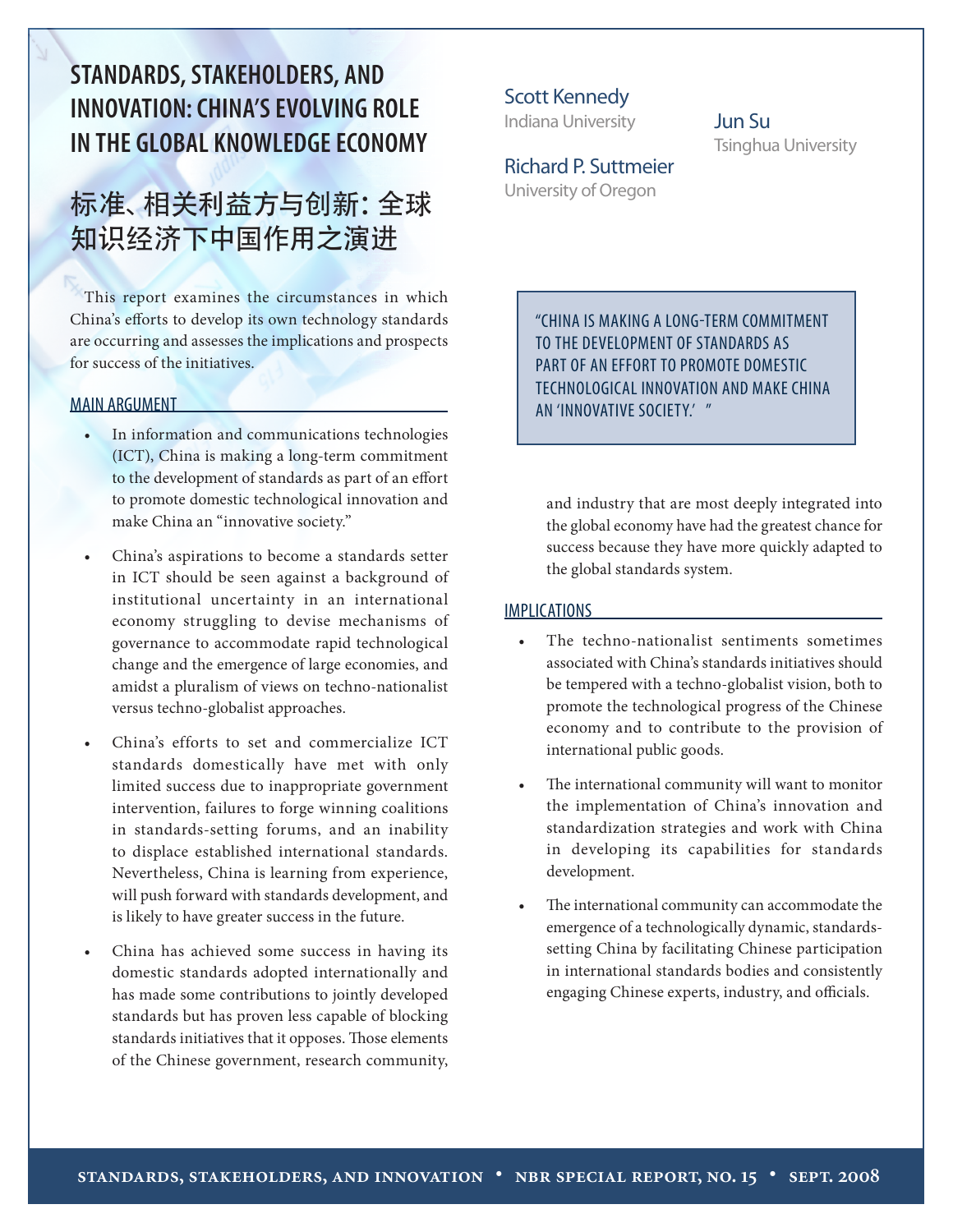# STANDARDS, STAKEHOLDERS, AND INNOVATION: CHINA'S EVOLVING ROLE IN THE GLOBAL KNOWLEDGE ECONOMY

# 标准、相关利益方与创新：全球知识经济下中国作用之演进

Scott Kennedy
Indiana University

Richard P. Suttmeier
University of Oregon

Jun Su
Tsinghua University

This report examines the circumstances in which China's efforts to develop its own technology standards are occurring and assesses the implications and prospects for success of the initiatives.

## MAIN ARGUMENT

- In information and communications technologies (ICT), China is making a long-term commitment to the development of standards as part of an effort to promote domestic technological innovation and make China an "innovative society."
- China's aspirations to become a standards setter in ICT should be seen against a background of institutional uncertainty in an international economy struggling to devise mechanisms of governance to accommodate rapid technological change and the emergence of large economies, and amidst a pluralism of views on techno-nationalist versus techno-globalist approaches.
- China's efforts to set and commercialize ICT standards domestically have met with only limited success due to inappropriate government intervention, failures to forge winning coalitions in standards-setting forums, and an inability to displace established international standards. Nevertheless, China is learning from experience, will push forward with standards development, and is likely to have greater success in the future.
- China has achieved some success in having its domestic standards adopted internationally and has made some contributions to jointly developed standards but has proven less capable of blocking standards initiatives that it opposes. Those elements of the Chinese government, research community, and industry that are most deeply integrated into the global economy have had the greatest chance for success because they have more quickly adapted to the global standards system.

> "CHINA IS MAKING A LONG-TERM COMMITMENT TO THE DEVELOPMENT OF STANDARDS AS PART OF AN EFFORT TO PROMOTE DOMESTIC TECHNOLOGICAL INNOVATION AND MAKE CHINA AN 'INNOVATIVE SOCIETY.' "

## IMPLICATIONS

- The techno-nationalist sentiments sometimes associated with China's standards initiatives should be tempered with a techno-globalist vision, both to promote the technological progress of the Chinese economy and to contribute to the provision of international public goods.
- The international community will want to monitor the implementation of China's innovation and standardization strategies and work with China in developing its capabilities for standards development.
- The international community can accommodate the emergence of a technologically dynamic, standards-setting China by facilitating Chinese participation in international standards bodies and consistently engaging Chinese experts, industry, and officials.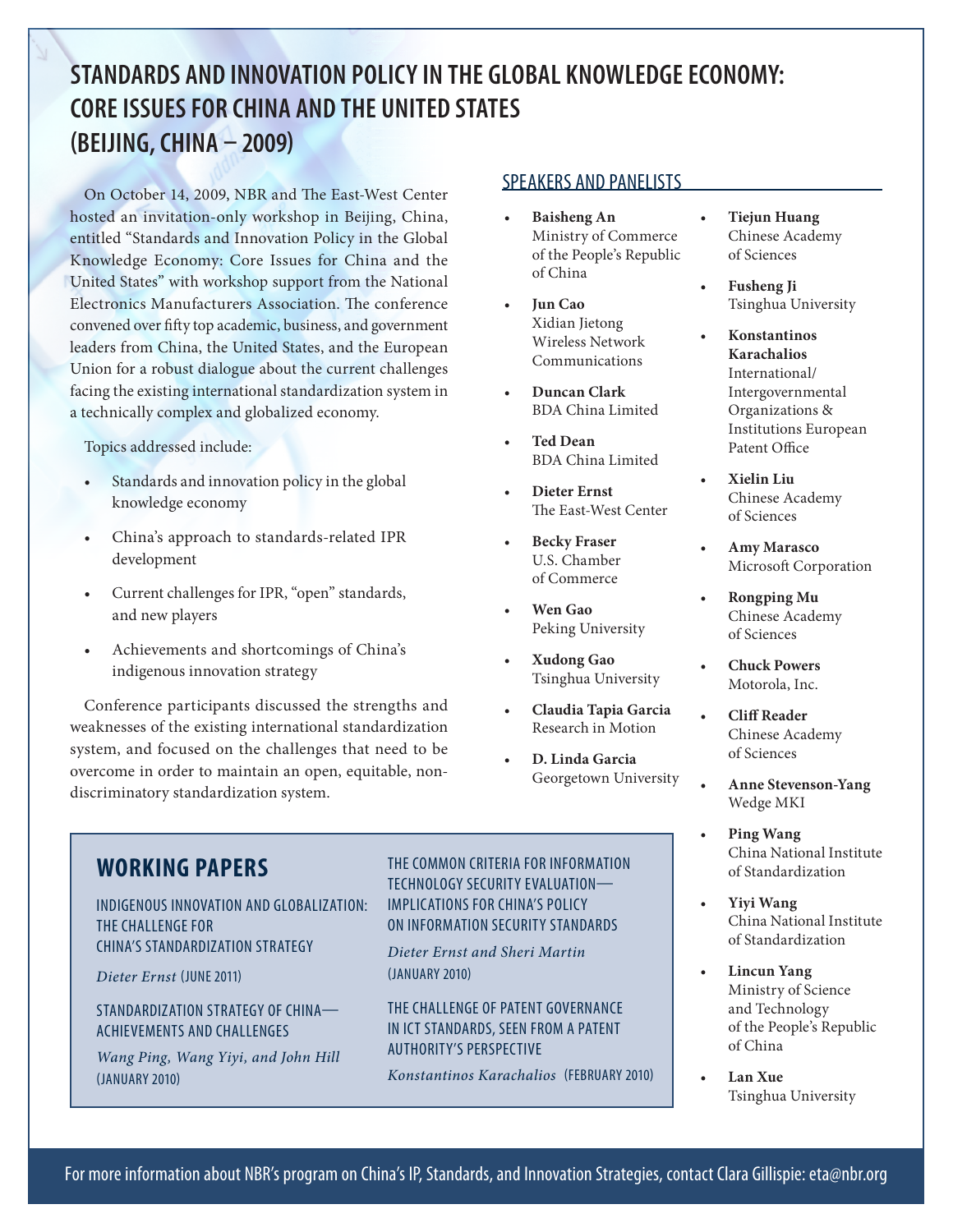# STANDARDS AND INNOVATION POLICY IN THE GLOBAL KNOWLEDGE ECONOMY: CORE ISSUES FOR CHINA AND THE UNITED STATES (BEIJING, CHINA – 2009)

On October 14, 2009, NBR and The East-West Center hosted an invitation-only workshop in Beijing, China, entitled "Standards and Innovation Policy in the Global Knowledge Economy: Core Issues for China and the United States" with workshop support from the National Electronics Manufacturers Association. The conference convened over fifty top academic, business, and government leaders from China, the United States, and the European Union for a robust dialogue about the current challenges facing the existing international standardization system in a technically complex and globalized economy.

Topics addressed include:

- Standards and innovation policy in the global knowledge economy
- China's approach to standards-related IPR development
- Current challenges for IPR, "open" standards, and new players
- Achievements and shortcomings of China's indigenous innovation strategy

Conference participants discussed the strengths and weaknesses of the existing international standardization system, and focused on the challenges that need to be overcome in order to maintain an open, equitable, non-discriminatory standardization system.

## SPEAKERS AND PANELISTS

- **Baisheng An** Ministry of Commerce of the People's Republic of China
- **Jun Cao** Xidian Jietong Wireless Network Communications
- **Duncan Clark** BDA China Limited
- **Ted Dean** BDA China Limited
- **Dieter Ernst** The East-West Center
- **Becky Fraser** U.S. Chamber of Commerce
- **Wen Gao** Peking University
- **Xudong Gao** Tsinghua University
- **Claudia Tapia Garcia** Research in Motion
- **D. Linda Garcia** Georgetown University
- **Tiejun Huang** Chinese Academy of Sciences
- **Fusheng Ji** Tsinghua University
- **Konstantinos Karachalios** International/ Intergovernmental Organizations & Institutions European Patent Office
- **Xielin Liu** Chinese Academy of Sciences
- **Amy Marasco** Microsoft Corporation
- **Rongping Mu** Chinese Academy of Sciences
- **Chuck Powers** Motorola, Inc.
- **Cliff Reader** Chinese Academy of Sciences
- **Anne Stevenson-Yang** Wedge MKI
- **Ping Wang** China National Institute of Standardization
- **Yiyi Wang** China National Institute of Standardization
- **Lincun Yang** Ministry of Science and Technology of the People's Republic of China
- **Lan Xue** Tsinghua University

## WORKING PAPERS

INDIGENOUS INNOVATION AND GLOBALIZATION: THE CHALLENGE FOR CHINA'S STANDARDIZATION STRATEGY

*Dieter Ernst* (JUNE 2011)

STANDARDIZATION STRATEGY OF CHINA—ACHIEVEMENTS AND CHALLENGES

*Wang Ping, Wang Yiyi, and John Hill* (JANUARY 2010)

THE COMMON CRITERIA FOR INFORMATION TECHNOLOGY SECURITY EVALUATION—IMPLICATIONS FOR CHINA'S POLICY ON INFORMATION SECURITY STANDARDS

*Dieter Ernst and Sheri Martin* (JANUARY 2010)

THE CHALLENGE OF PATENT GOVERNANCE IN ICT STANDARDS, SEEN FROM A PATENT AUTHORITY'S PERSPECTIVE

*Konstantinos Karachalios* (FEBRUARY 2010)

For more information about NBR's program on China's IP, Standards, and Innovation Strategies, contact Clara Gillispie: eta@nbr.org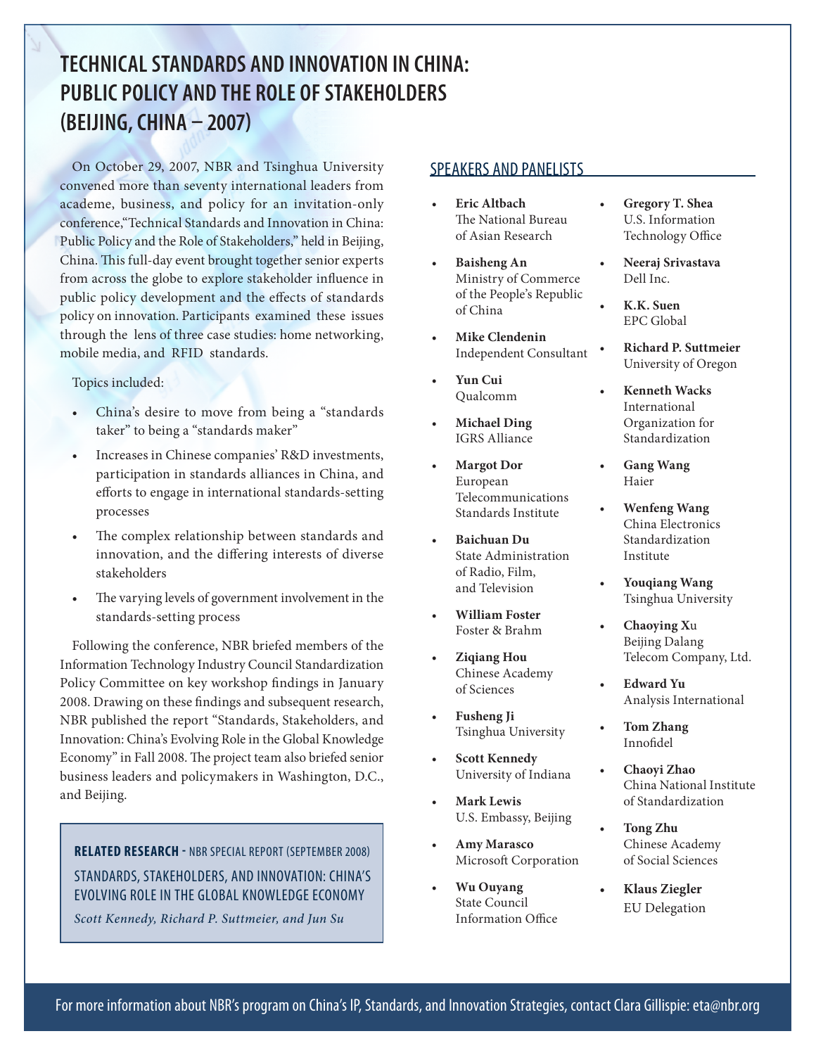# TECHNICAL STANDARDS AND INNOVATION IN CHINA: PUBLIC POLICY AND THE ROLE OF STAKEHOLDERS (BEIJING, CHINA – 2007)

On October 29, 2007, NBR and Tsinghua University convened more than seventy international leaders from academe, business, and policy for an invitation-only conference,"Technical Standards and Innovation in China: Public Policy and the Role of Stakeholders," held in Beijing, China. This full-day event brought together senior experts from across the globe to explore stakeholder influence in public policy development and the effects of standards policy on innovation. Participants examined these issues through the lens of three case studies: home networking, mobile media, and RFID standards.

Topics included:

- China's desire to move from being a "standards taker" to being a "standards maker"
- Increases in Chinese companies' R&D investments, participation in standards alliances in China, and efforts to engage in international standards-setting processes
- The complex relationship between standards and innovation, and the differing interests of diverse stakeholders
- The varying levels of government involvement in the standards-setting process

Following the conference, NBR briefed members of the Information Technology Industry Council Standardization Policy Committee on key workshop findings in January 2008. Drawing on these findings and subsequent research, NBR published the report "Standards, Stakeholders, and Innovation: China's Evolving Role in the Global Knowledge Economy" in Fall 2008. The project team also briefed senior business leaders and policymakers in Washington, D.C., and Beijing.

**RELATED RESEARCH -** NBR SPECIAL REPORT (SEPTEMBER 2008)

STANDARDS, STAKEHOLDERS, AND INNOVATION: CHINA'S EVOLVING ROLE IN THE GLOBAL KNOWLEDGE ECONOMY

*Scott Kennedy, Richard P. Suttmeier, and Jun Su*

## SPEAKERS AND PANELISTS

- **Eric Altbach**
  The National Bureau of Asian Research
- **Baisheng An**
  Ministry of Commerce of the People's Republic of China
- **Mike Clendenin**
  Independent Consultant
- **Yun Cui**
  Qualcomm
- **Michael Ding**
  IGRS Alliance
- **Margot Dor**
  European Telecommunications Standards Institute
- **Baichuan Du**
  State Administration of Radio, Film, and Television
- **William Foster**
  Foster & Brahm
- **Ziqiang Hou**
  Chinese Academy of Sciences
- **Fusheng Ji**
  Tsinghua University
- **Scott Kennedy**
  University of Indiana
- **Mark Lewis**
  U.S. Embassy, Beijing
- **Amy Marasco**
  Microsoft Corporation
- **Wu Ouyang**
  State Council Information Office
- **Gregory T. Shea**
  U.S. Information Technology Office
- **Neeraj Srivastava**
  Dell Inc.
- **K.K. Suen**
  EPC Global
- **Richard P. Suttmeier**
  University of Oregon
- **Kenneth Wacks**
  International Organization for Standardization
- **Gang Wang**
  Haier
- **Wenfeng Wang**
  China Electronics Standardization Institute
- **Youqiang Wang**
  Tsinghua University
- **Chaoying Xu**
  Beijing Dalang Telecom Company, Ltd.
- **Edward Yu**
  Analysis International
- **Tom Zhang**
  Innofidel
- **Chaoyi Zhao**
  China National Institute of Standardization
- **Tong Zhu**
  Chinese Academy of Social Sciences
- **Klaus Ziegler**
  EU Delegation

For more information about NBR's program on China's IP, Standards, and Innovation Strategies, contact Clara Gillispie: eta@nbr.org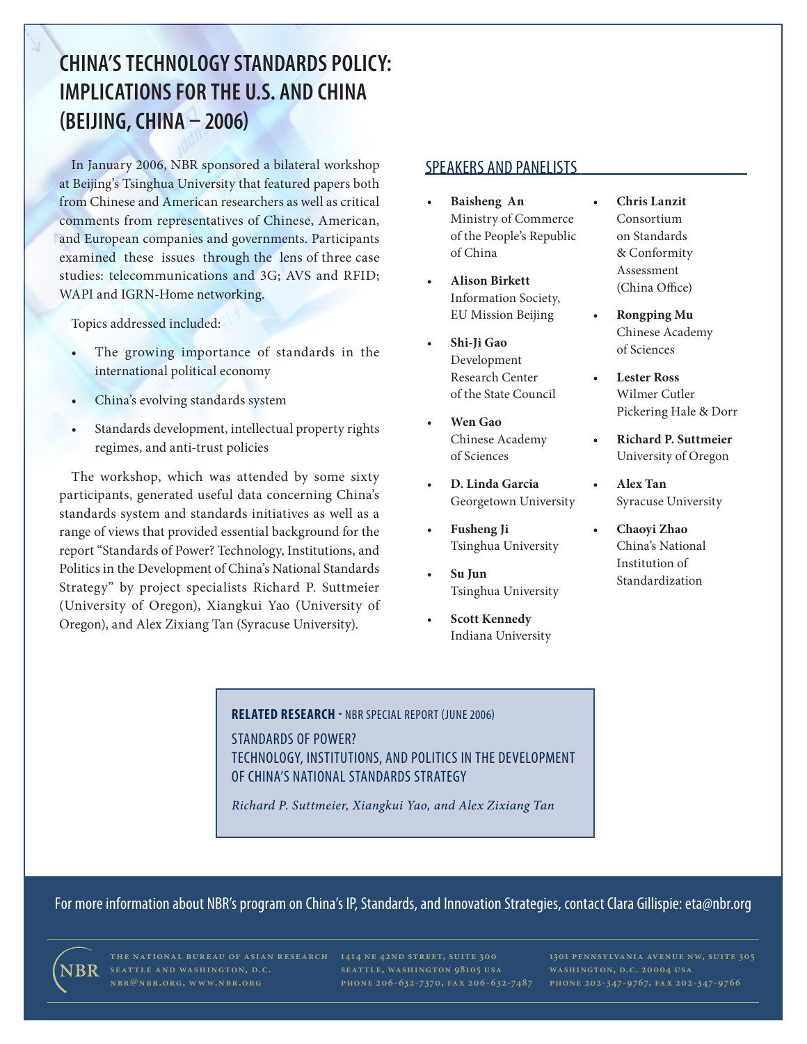# CHINA'S TECHNOLOGY STANDARDS POLICY: IMPLICATIONS FOR THE U.S. AND CHINA (BEIJING, CHINA – 2006)

In January 2006, NBR sponsored a bilateral workshop at Beijing's Tsinghua University that featured papers both from Chinese and American researchers as well as critical comments from representatives of Chinese, American, and European companies and governments. Participants examined these issues through the lens of three case studies: telecommunications and 3G; AVS and RFID; WAPI and IGRN-Home networking.

Topics addressed included:

- The growing importance of standards in the international political economy
- China's evolving standards system
- Standards development, intellectual property rights regimes, and anti-trust policies

The workshop, which was attended by some sixty participants, generated useful data concerning China's standards system and standards initiatives as well as a range of views that provided essential background for the report "Standards of Power? Technology, Institutions, and Politics in the Development of China's National Standards Strategy" by project specialists Richard P. Suttmeier (University of Oregon), Xiangkui Yao (University of Oregon), and Alex Zixiang Tan (Syracuse University).

## SPEAKERS AND PANELISTS

- **Baisheng An** Ministry of Commerce of the People's Republic of China
- **Alison Birkett** Information Society, EU Mission Beijing
- **Shi-Ji Gao** Development Research Center of the State Council
- **Wen Gao** Chinese Academy of Sciences
- **D. Linda Garcia** Georgetown University
- **Fusheng Ji** Tsinghua University
- **Su Jun** Tsinghua University
- **Scott Kennedy** Indiana University
- **Chris Lanzit** Consortium on Standards & Conformity Assessment (China Office)
- **Rongping Mu** Chinese Academy of Sciences
- **Lester Ross** Wilmer Cutler Pickering Hale & Dorr
- **Richard P. Suttmeier** University of Oregon
- **Alex Tan** Syracuse University
- **Chaoyi Zhao** China's National Institution of Standardization

**RELATED RESEARCH** - NBR SPECIAL REPORT (JUNE 2006)

STANDARDS OF POWER?
TECHNOLOGY, INSTITUTIONS, AND POLITICS IN THE DEVELOPMENT OF CHINA'S NATIONAL STANDARDS STRATEGY

*Richard P. Suttmeier, Xiangkui Yao, and Alex Zixiang Tan*

For more information about NBR's program on China's IP, Standards, and Innovation Strategies, contact Clara Gillispie: eta@nbr.org

NBR

THE NATIONAL BUREAU OF ASIAN RESEARCH
SEATTLE AND WASHINGTON, D.C.
NBR@NBR.ORG, WWW.NBR.ORG

1414 NE 42ND STREET, SUITE 300
SEATTLE, WASHINGTON 98105 USA
PHONE 206-632-7370, FAX 206-632-7487

1301 PENNSYLVANIA AVENUE NW, SUITE 305
WASHINGTON, D.C. 20004 USA
PHONE 202-347-9767, FAX 202-347-9766